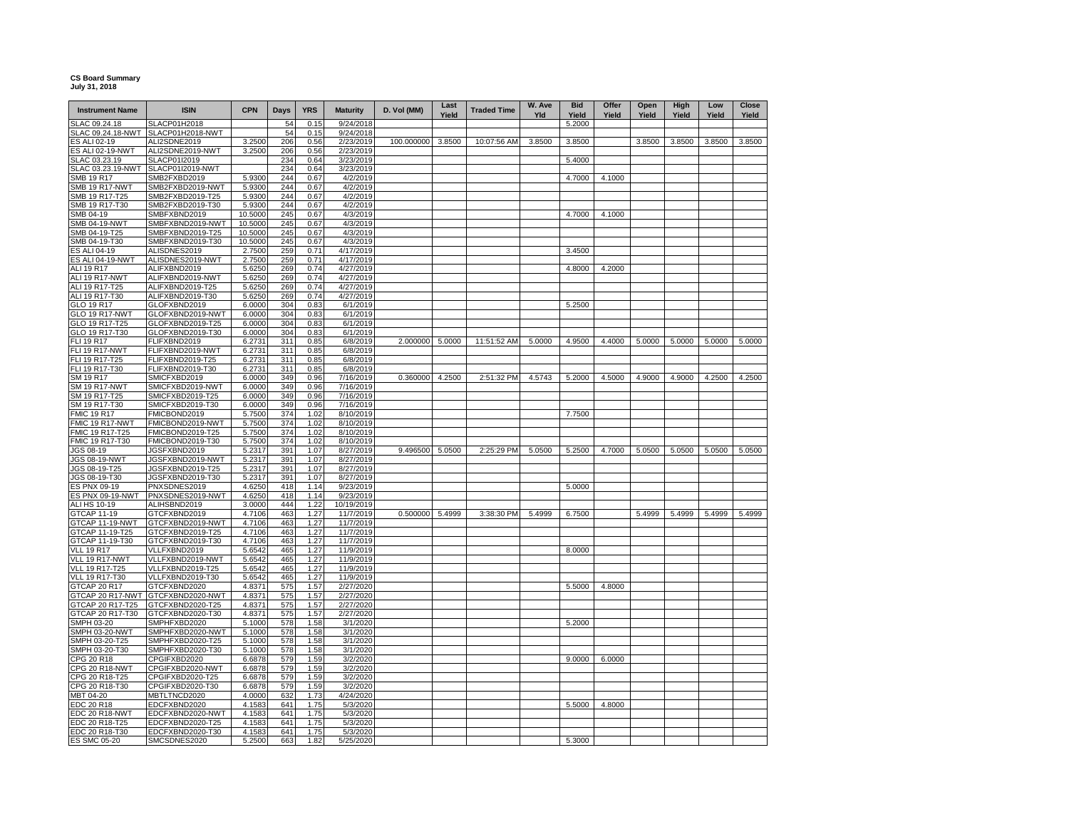**CS Board Summary**
**July 31, 2018**

| Instrument Name | ISIN | CPN | Days | YRS | Maturity | D. Vol (MM) | Last Yield | Traded Time | W. Ave Yld | Bid Yield | Offer Yield | Open Yield | High Yield | Low Yield | Close Yield |
|---|---|---|---|---|---|---|---|---|---|---|---|---|---|---|---|
| SLAC 09.24.18 | SLACP01H2018 | | 54 | 0.15 | 9/24/2018 | | | | | 5.2000 | | | | | |
| SLAC 09.24.18-NWT | SLACP01H2018-NWT | | 54 | 0.15 | 9/24/2018 | | | | | | | | | | |
| ES ALI 02-19 | ALI2SDNE2019 | 3.2500 | 206 | 0.56 | 2/23/2019 | 100.000000 | 3.8500 | 10:07:56 AM | 3.8500 | 3.8500 | | 3.8500 | 3.8500 | 3.8500 | 3.8500 |
| ES ALI 02-19-NWT | ALI2SDNE2019-NWT | 3.2500 | 206 | 0.56 | 2/23/2019 | | | | | | | | | | |
| SLAC 03.23.19 | SLACP01I2019 | | 234 | 0.64 | 3/23/2019 | | | | | 5.4000 | | | | | |
| SLAC 03.23.19-NWT | SLACP01I2019-NWT | | 234 | 0.64 | 3/23/2019 | | | | | | | | | | |
| SMB 19 R17 | SMB2FXBD2019 | 5.9300 | 244 | 0.67 | 4/2/2019 | | | | | 4.7000 | 4.1000 | | | | |
| SMB 19 R17-NWT | SMB2FXBD2019-NWT | 5.9300 | 244 | 0.67 | 4/2/2019 | | | | | | | | | | |
| SMB 19 R17-T25 | SMB2FXBD2019-T25 | 5.9300 | 244 | 0.67 | 4/2/2019 | | | | | | | | | | |
| SMB 19 R17-T30 | SMB2FXBD2019-T30 | 5.9300 | 244 | 0.67 | 4/2/2019 | | | | | | | | | | |
| SMB 04-19 | SMBFXBND2019 | 10.5000 | 245 | 0.67 | 4/3/2019 | | | | | 4.7000 | 4.1000 | | | | |
| SMB 04-19-NWT | SMBFXBND2019-NWT | 10.5000 | 245 | 0.67 | 4/3/2019 | | | | | | | | | | |
| SMB 04-19-T25 | SMBFXBND2019-T25 | 10.5000 | 245 | 0.67 | 4/3/2019 | | | | | | | | | | |
| SMB 04-19-T30 | SMBFXBND2019-T30 | 10.5000 | 245 | 0.67 | 4/3/2019 | | | | | | | | | | |
| ES ALI 04-19 | ALISDNES2019 | 2.7500 | 259 | 0.71 | 4/17/2019 | | | | | 3.4500 | | | | | |
| ES ALI 04-19-NWT | ALISDNES2019-NWT | 2.7500 | 259 | 0.71 | 4/17/2019 | | | | | | | | | | |
| ALI 19 R17 | ALIFXBND2019 | 5.6250 | 269 | 0.74 | 4/27/2019 | | | | | 4.8000 | 4.2000 | | | | |
| ALI 19 R17-NWT | ALIFXBND2019-NWT | 5.6250 | 269 | 0.74 | 4/27/2019 | | | | | | | | | | |
| ALI 19 R17-T25 | ALIFXBND2019-T25 | 5.6250 | 269 | 0.74 | 4/27/2019 | | | | | | | | | | |
| ALI 19 R17-T30 | ALIFXBND2019-T30 | 5.6250 | 269 | 0.74 | 4/27/2019 | | | | | | | | | | |
| GLO 19 R17 | GLOFXBND2019 | 6.0000 | 304 | 0.83 | 6/1/2019 | | | | | 5.2500 | | | | | |
| GLO 19 R17-NWT | GLOFXBND2019-NWT | 6.0000 | 304 | 0.83 | 6/1/2019 | | | | | | | | | | |
| GLO 19 R17-T25 | GLOFXBND2019-T25 | 6.0000 | 304 | 0.83 | 6/1/2019 | | | | | | | | | | |
| GLO 19 R17-T30 | GLOFXBND2019-T30 | 6.0000 | 304 | 0.83 | 6/1/2019 | | | | | | | | | | |
| FLI 19 R17 | FLIFXBND2019 | 6.2731 | 311 | 0.85 | 6/8/2019 | 2.000000 | 5.0000 | 11:51:52 AM | 5.0000 | 4.9500 | 4.4000 | 5.0000 | 5.0000 | 5.0000 | 5.0000 |
| FLI 19 R17-NWT | FLIFXBND2019-NWT | 6.2731 | 311 | 0.85 | 6/8/2019 | | | | | | | | | | |
| FLI 19 R17-T25 | FLIFXBND2019-T25 | 6.2731 | 311 | 0.85 | 6/8/2019 | | | | | | | | | | |
| FLI 19 R17-T30 | FLIFXBND2019-T30 | 6.2731 | 311 | 0.85 | 6/8/2019 | | | | | | | | | | |
| SM 19 R17 | SMICFXBD2019 | 6.0000 | 349 | 0.96 | 7/16/2019 | 0.360000 | 4.2500 | 2:51:32 PM | 4.5743 | 5.2000 | 4.5000 | 4.9000 | 4.9000 | 4.2500 | 4.2500 |
| SM 19 R17-NWT | SMICFXBD2019-NWT | 6.0000 | 349 | 0.96 | 7/16/2019 | | | | | | | | | | |
| SM 19 R17-T25 | SMICFXBD2019-T25 | 6.0000 | 349 | 0.96 | 7/16/2019 | | | | | | | | | | |
| SM 19 R17-T30 | SMICFXBD2019-T30 | 6.0000 | 349 | 0.96 | 7/16/2019 | | | | | | | | | | |
| FMIC 19 R17 | FMICBOND2019 | 5.7500 | 374 | 1.02 | 8/10/2019 | | | | | 7.7500 | | | | | |
| FMIC 19 R17-NWT | FMICBOND2019-NWT | 5.7500 | 374 | 1.02 | 8/10/2019 | | | | | | | | | | |
| FMIC 19 R17-T25 | FMICBOND2019-T25 | 5.7500 | 374 | 1.02 | 8/10/2019 | | | | | | | | | | |
| FMIC 19 R17-T30 | FMICBOND2019-T30 | 5.7500 | 374 | 1.02 | 8/10/2019 | | | | | | | | | | |
| JGS 08-19 | JGSFXBND2019 | 5.2317 | 391 | 1.07 | 8/27/2019 | 9.496500 | 5.0500 | 2:25:29 PM | 5.0500 | 5.2500 | 4.7000 | 5.0500 | 5.0500 | 5.0500 | 5.0500 |
| JGS 08-19-NWT | JGSFXBND2019-NWT | 5.2317 | 391 | 1.07 | 8/27/2019 | | | | | | | | | | |
| JGS 08-19-T25 | JGSFXBND2019-T25 | 5.2317 | 391 | 1.07 | 8/27/2019 | | | | | | | | | | |
| JGS 08-19-T30 | JGSFXBND2019-T30 | 5.2317 | 391 | 1.07 | 8/27/2019 | | | | | | | | | | |
| ES PNX 09-19 | PNXSDNES2019 | 4.6250 | 418 | 1.14 | 9/23/2019 | | | | | 5.0000 | | | | | |
| ES PNX 09-19-NWT | PNXSDNES2019-NWT | 4.6250 | 418 | 1.14 | 9/23/2019 | | | | | | | | | | |
| ALI HS 10-19 | ALIHSBND2019 | 3.0000 | 444 | 1.22 | 10/19/2019 | | | | | | | | | | |
| GTCAP 11-19 | GTCFXBND2019 | 4.7106 | 463 | 1.27 | 11/7/2019 | 0.500000 | 5.4999 | 3:38:30 PM | 5.4999 | 6.7500 | | 5.4999 | 5.4999 | 5.4999 | 5.4999 |
| GTCAP 11-19-NWT | GTCFXBND2019-NWT | 4.7106 | 463 | 1.27 | 11/7/2019 | | | | | | | | | | |
| GTCAP 11-19-T25 | GTCFXBND2019-T25 | 4.7106 | 463 | 1.27 | 11/7/2019 | | | | | | | | | | |
| GTCAP 11-19-T30 | GTCFXBND2019-T30 | 4.7106 | 463 | 1.27 | 11/7/2019 | | | | | | | | | | |
| VLL 19 R17 | VLLFXBND2019 | 5.6542 | 465 | 1.27 | 11/9/2019 | | | | | 8.0000 | | | | | |
| VLL 19 R17-NWT | VLLFXBND2019-NWT | 5.6542 | 465 | 1.27 | 11/9/2019 | | | | | | | | | | |
| VLL 19 R17-T25 | VLLFXBND2019-T25 | 5.6542 | 465 | 1.27 | 11/9/2019 | | | | | | | | | | |
| VLL 19 R17-T30 | VLLFXBND2019-T30 | 5.6542 | 465 | 1.27 | 11/9/2019 | | | | | | | | | | |
| GTCAP 20 R17 | GTCFXBND2020 | 4.8371 | 575 | 1.57 | 2/27/2020 | | | | | 5.5000 | 4.8000 | | | | |
| GTCAP 20 R17-NWT | GTCFXBND2020-NWT | 4.8371 | 575 | 1.57 | 2/27/2020 | | | | | | | | | | |
| GTCAP 20 R17-T25 | GTCFXBND2020-T25 | 4.8371 | 575 | 1.57 | 2/27/2020 | | | | | | | | | | |
| GTCAP 20 R17-T30 | GTCFXBND2020-T30 | 4.8371 | 575 | 1.57 | 2/27/2020 | | | | | | | | | | |
| SMPH 03-20 | SMPHFXBD2020 | 5.1000 | 578 | 1.58 | 3/1/2020 | | | | | 5.2000 | | | | | |
| SMPH 03-20-NWT | SMPHFXBD2020-NWT | 5.1000 | 578 | 1.58 | 3/1/2020 | | | | | | | | | | |
| SMPH 03-20-T25 | SMPHFXBD2020-T25 | 5.1000 | 578 | 1.58 | 3/1/2020 | | | | | | | | | | |
| SMPH 03-20-T30 | SMPHFXBD2020-T30 | 5.1000 | 578 | 1.58 | 3/1/2020 | | | | | | | | | | |
| CPG 20 R18 | CPGIFXBD2020 | 6.6878 | 579 | 1.59 | 3/2/2020 | | | | | 9.0000 | 6.0000 | | | | |
| CPG 20 R18-NWT | CPGIFXBD2020-NWT | 6.6878 | 579 | 1.59 | 3/2/2020 | | | | | | | | | | |
| CPG 20 R18-T25 | CPGIFXBD2020-T25 | 6.6878 | 579 | 1.59 | 3/2/2020 | | | | | | | | | | |
| CPG 20 R18-T30 | CPGIFXBD2020-T30 | 6.6878 | 579 | 1.59 | 3/2/2020 | | | | | | | | | | |
| MBT 04-20 | MBTLTNCD2020 | 4.0000 | 632 | 1.73 | 4/24/2020 | | | | | | | | | | |
| EDC 20 R18 | EDCFXBND2020 | 4.1583 | 641 | 1.75 | 5/3/2020 | | | | | 5.5000 | 4.8000 | | | | |
| EDC 20 R18-NWT | EDCFXBND2020-NWT | 4.1583 | 641 | 1.75 | 5/3/2020 | | | | | | | | | | |
| EDC 20 R18-T25 | EDCFXBND2020-T25 | 4.1583 | 641 | 1.75 | 5/3/2020 | | | | | | | | | | |
| EDC 20 R18-T30 | EDCFXBND2020-T30 | 4.1583 | 641 | 1.75 | 5/3/2020 | | | | | | | | | | |
| ES SMC 05-20 | SMCSDNES2020 | 5.2500 | 663 | 1.82 | 5/25/2020 | | | | | 5.3000 | | | | | |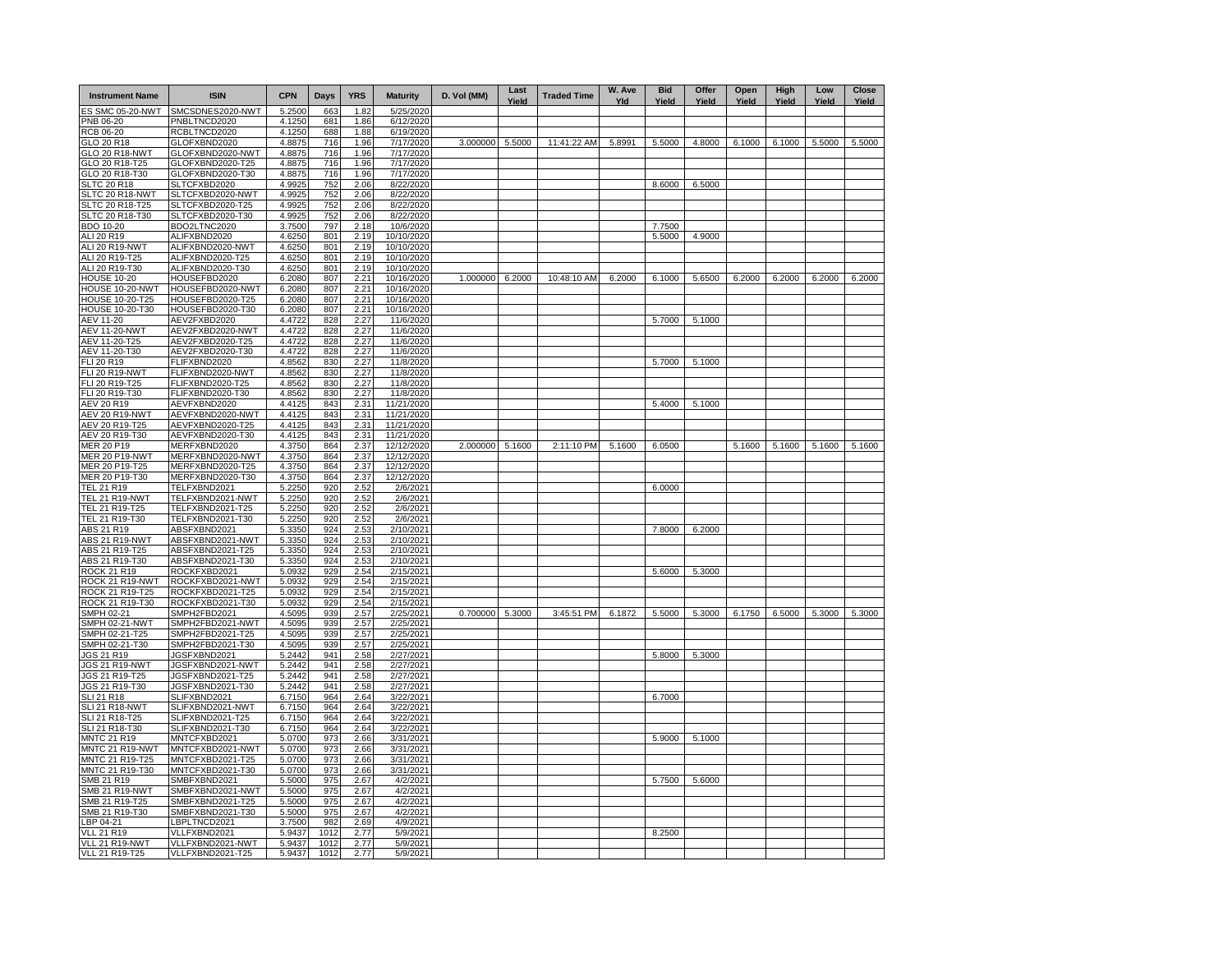| Instrument Name | ISIN | CPN | Days | YRS | Maturity | D. Vol (MM) | Last Yield | Traded Time | W. Ave Yld | Bid Yield | Offer Yield | Open Yield | High Yield | Low Yield | Close Yield |
|---|---|---|---|---|---|---|---|---|---|---|---|---|---|---|---|
| ES SMC 05-20-NWT | SMCSDNES2020-NWT | 5.2500 | 663 | 1.82 | 5/25/2020 | | | | | | | | | | |
| PNB 06-20 | PNBLTNCD2020 | 4.1250 | 681 | 1.86 | 6/12/2020 | | | | | | | | | | |
| RCB 06-20 | RCBLTNCD2020 | 4.1250 | 688 | 1.88 | 6/19/2020 | | | | | | | | | | |
| GLO 20 R18 | GLOFXBND2020 | 4.8875 | 716 | 1.96 | 7/17/2020 | 3.000000 | 5.5000 | 11:41:22 AM | 5.8991 | 5.5000 | 4.8000 | 6.1000 | 6.1000 | 5.5000 | 5.5000 |
| GLO 20 R18-NWT | GLOFXBND2020-NWT | 4.8875 | 716 | 1.96 | 7/17/2020 | | | | | | | | | | |
| GLO 20 R18-T25 | GLOFXBND2020-T25 | 4.8875 | 716 | 1.96 | 7/17/2020 | | | | | | | | | | |
| GLO 20 R18-T30 | GLOFXBND2020-T30 | 4.8875 | 716 | 1.96 | 7/17/2020 | | | | | | | | | | |
| SLTC 20 R18 | SLTCFXBD2020 | 4.9925 | 752 | 2.06 | 8/22/2020 | | | | | 8.6000 | 6.5000 | | | | |
| SLTC 20 R18-NWT | SLTCFXBD2020-NWT | 4.9925 | 752 | 2.06 | 8/22/2020 | | | | | | | | | | |
| SLTC 20 R18-T25 | SLTCFXBD2020-T25 | 4.9925 | 752 | 2.06 | 8/22/2020 | | | | | | | | | | |
| SLTC 20 R18-T30 | SLTCFXBD2020-T30 | 4.9925 | 752 | 2.06 | 8/22/2020 | | | | | | | | | | |
| BDO 10-20 | BDO2LTNC2020 | 3.7500 | 797 | 2.18 | 10/6/2020 | | | | | 7.7500 | | | | | |
| ALI 20 R19 | ALIFXBND2020 | 4.6250 | 801 | 2.19 | 10/10/2020 | | | | | 5.5000 | 4.9000 | | | | |
| ALI 20 R19-NWT | ALIFXBND2020-NWT | 4.6250 | 801 | 2.19 | 10/10/2020 | | | | | | | | | | |
| ALI 20 R19-T25 | ALIFXBND2020-T25 | 4.6250 | 801 | 2.19 | 10/10/2020 | | | | | | | | | | |
| ALI 20 R19-T30 | ALIFXBND2020-T30 | 4.6250 | 801 | 2.19 | 10/10/2020 | | | | | | | | | | |
| HOUSE 10-20 | HOUSEFBD2020 | 6.2080 | 807 | 2.21 | 10/16/2020 | 1.000000 | 6.2000 | 10:48:10 AM | 6.2000 | 6.1000 | 5.6500 | 6.2000 | 6.2000 | 6.2000 | 6.2000 |
| HOUSE 10-20-NWT | HOUSEFBD2020-NWT | 6.2080 | 807 | 2.21 | 10/16/2020 | | | | | | | | | | |
| HOUSE 10-20-T25 | HOUSEFBD2020-T25 | 6.2080 | 807 | 2.21 | 10/16/2020 | | | | | | | | | | |
| HOUSE 10-20-T30 | HOUSEFBD2020-T30 | 6.2080 | 807 | 2.21 | 10/16/2020 | | | | | | | | | | |
| AEV 11-20 | AEV2FXBD2020 | 4.4722 | 828 | 2.27 | 11/6/2020 | | | | | 5.7000 | 5.1000 | | | | |
| AEV 11-20-NWT | AEV2FXBD2020-NWT | 4.4722 | 828 | 2.27 | 11/6/2020 | | | | | | | | | | |
| AEV 11-20-T25 | AEV2FXBD2020-T25 | 4.4722 | 828 | 2.27 | 11/6/2020 | | | | | | | | | | |
| AEV 11-20-T30 | AEV2FXBD2020-T30 | 4.4722 | 828 | 2.27 | 11/6/2020 | | | | | | | | | | |
| FLI 20 R19 | FLIFXBND2020 | 4.8562 | 830 | 2.27 | 11/8/2020 | | | | | 5.7000 | 5.1000 | | | | |
| FLI 20 R19-NWT | FLIFXBND2020-NWT | 4.8562 | 830 | 2.27 | 11/8/2020 | | | | | | | | | | |
| FLI 20 R19-T25 | FLIFXBND2020-T25 | 4.8562 | 830 | 2.27 | 11/8/2020 | | | | | | | | | | |
| FLI 20 R19-T30 | FLIFXBND2020-T30 | 4.8562 | 830 | 2.27 | 11/8/2020 | | | | | | | | | | |
| AEV 20 R19 | AEVFXBND2020 | 4.4125 | 843 | 2.31 | 11/21/2020 | | | | | 5.4000 | 5.1000 | | | | |
| AEV 20 R19-NWT | AEVFXBND2020-NWT | 4.4125 | 843 | 2.31 | 11/21/2020 | | | | | | | | | | |
| AEV 20 R19-T25 | AEVFXBND2020-T25 | 4.4125 | 843 | 2.31 | 11/21/2020 | | | | | | | | | | |
| AEV 20 R19-T30 | AEVFXBND2020-T30 | 4.4125 | 843 | 2.31 | 11/21/2020 | | | | | | | | | | |
| MER 20 P19 | MERFXBND2020 | 4.3750 | 864 | 2.37 | 12/12/2020 | 2.000000 | 5.1600 | 2:11:10 PM | 5.1600 | 6.0500 | | 5.1600 | 5.1600 | 5.1600 | 5.1600 |
| MER 20 P19-NWT | MERFXBND2020-NWT | 4.3750 | 864 | 2.37 | 12/12/2020 | | | | | | | | | | |
| MER 20 P19-T25 | MERFXBND2020-T25 | 4.3750 | 864 | 2.37 | 12/12/2020 | | | | | | | | | | |
| MER 20 P19-T30 | MERFXBND2020-T30 | 4.3750 | 864 | 2.37 | 12/12/2020 | | | | | | | | | | |
| TEL 21 R19 | TELFXBND2021 | 5.2250 | 920 | 2.52 | 2/6/2021 | | | | | 6.0000 | | | | | |
| TEL 21 R19-NWT | TELFXBND2021-NWT | 5.2250 | 920 | 2.52 | 2/6/2021 | | | | | | | | | | |
| TEL 21 R19-T25 | TELFXBND2021-T25 | 5.2250 | 920 | 2.52 | 2/6/2021 | | | | | | | | | | |
| TEL 21 R19-T30 | TELFXBND2021-T30 | 5.2250 | 920 | 2.52 | 2/6/2021 | | | | | | | | | | |
| ABS 21 R19 | ABSFXBND2021 | 5.3350 | 924 | 2.53 | 2/10/2021 | | | | | 7.8000 | 6.2000 | | | | |
| ABS 21 R19-NWT | ABSFXBND2021-NWT | 5.3350 | 924 | 2.53 | 2/10/2021 | | | | | | | | | | |
| ABS 21 R19-T25 | ABSFXBND2021-T25 | 5.3350 | 924 | 2.53 | 2/10/2021 | | | | | | | | | | |
| ABS 21 R19-T30 | ABSFXBND2021-T30 | 5.3350 | 924 | 2.53 | 2/10/2021 | | | | | | | | | | |
| ROCK 21 R19 | ROCKFXBD2021 | 5.0932 | 929 | 2.54 | 2/15/2021 | | | | | 5.6000 | 5.3000 | | | | |
| ROCK 21 R19-NWT | ROCKFXBD2021-NWT | 5.0932 | 929 | 2.54 | 2/15/2021 | | | | | | | | | | |
| ROCK 21 R19-T25 | ROCKFXBD2021-T25 | 5.0932 | 929 | 2.54 | 2/15/2021 | | | | | | | | | | |
| ROCK 21 R19-T30 | ROCKFXBD2021-T30 | 5.0932 | 929 | 2.54 | 2/15/2021 | | | | | | | | | | |
| SMPH 02-21 | SMPH2FBD2021 | 4.5095 | 939 | 2.57 | 2/25/2021 | 0.700000 | 5.3000 | 3:45:51 PM | 6.1872 | 5.5000 | 5.3000 | 6.1750 | 6.5000 | 5.3000 | 5.3000 |
| SMPH 02-21-NWT | SMPH2FBD2021-NWT | 4.5095 | 939 | 2.57 | 2/25/2021 | | | | | | | | | | |
| SMPH 02-21-T25 | SMPH2FBD2021-T25 | 4.5095 | 939 | 2.57 | 2/25/2021 | | | | | | | | | | |
| SMPH 02-21-T30 | SMPH2FBD2021-T30 | 4.5095 | 939 | 2.57 | 2/25/2021 | | | | | | | | | | |
| JGS 21 R19 | JGSFXBND2021 | 5.2442 | 941 | 2.58 | 2/27/2021 | | | | | 5.8000 | 5.3000 | | | | |
| JGS 21 R19-NWT | JGSFXBND2021-NWT | 5.2442 | 941 | 2.58 | 2/27/2021 | | | | | | | | | | |
| JGS 21 R19-T25 | JGSFXBND2021-T25 | 5.2442 | 941 | 2.58 | 2/27/2021 | | | | | | | | | | |
| JGS 21 R19-T30 | JGSFXBND2021-T30 | 5.2442 | 941 | 2.58 | 2/27/2021 | | | | | | | | | | |
| SLI 21 R18 | SLIFXBND2021 | 6.7150 | 964 | 2.64 | 3/22/2021 | | | | | 6.7000 | | | | | |
| SLI 21 R18-NWT | SLIFXBND2021-NWT | 6.7150 | 964 | 2.64 | 3/22/2021 | | | | | | | | | | |
| SLI 21 R18-T25 | SLIFXBND2021-T25 | 6.7150 | 964 | 2.64 | 3/22/2021 | | | | | | | | | | |
| SLI 21 R18-T30 | SLIFXBND2021-T30 | 6.7150 | 964 | 2.64 | 3/22/2021 | | | | | | | | | | |
| MNTC 21 R19 | MNTCFXBD2021 | 5.0700 | 973 | 2.66 | 3/31/2021 | | | | | 5.9000 | 5.1000 | | | | |
| MNTC 21 R19-NWT | MNTCFXBD2021-NWT | 5.0700 | 973 | 2.66 | 3/31/2021 | | | | | | | | | | |
| MNTC 21 R19-T25 | MNTCFXBD2021-T25 | 5.0700 | 973 | 2.66 | 3/31/2021 | | | | | | | | | | |
| MNTC 21 R19-T30 | MNTCFXBD2021-T30 | 5.0700 | 973 | 2.66 | 3/31/2021 | | | | | | | | | | |
| SMB 21 R19 | SMBFXBND2021 | 5.5000 | 975 | 2.67 | 4/2/2021 | | | | | 5.7500 | 5.6000 | | | | |
| SMB 21 R19-NWT | SMBFXBND2021-NWT | 5.5000 | 975 | 2.67 | 4/2/2021 | | | | | | | | | | |
| SMB 21 R19-T25 | SMBFXBND2021-T25 | 5.5000 | 975 | 2.67 | 4/2/2021 | | | | | | | | | | |
| SMB 21 R19-T30 | SMBFXBND2021-T30 | 5.5000 | 975 | 2.67 | 4/2/2021 | | | | | | | | | | |
| LBP 04-21 | LBPLTNCD2021 | 3.7500 | 982 | 2.69 | 4/9/2021 | | | | | | | | | | |
| VLL 21 R19 | VLLFXBND2021 | 5.9437 | 1012 | 2.77 | 5/9/2021 | | | | | 8.2500 | | | | | |
| VLL 21 R19-NWT | VLLFXBND2021-NWT | 5.9437 | 1012 | 2.77 | 5/9/2021 | | | | | | | | | | |
| VLL 21 R19-T25 | VLLFXBND2021-T25 | 5.9437 | 1012 | 2.77 | 5/9/2021 | | | | | | | | | | |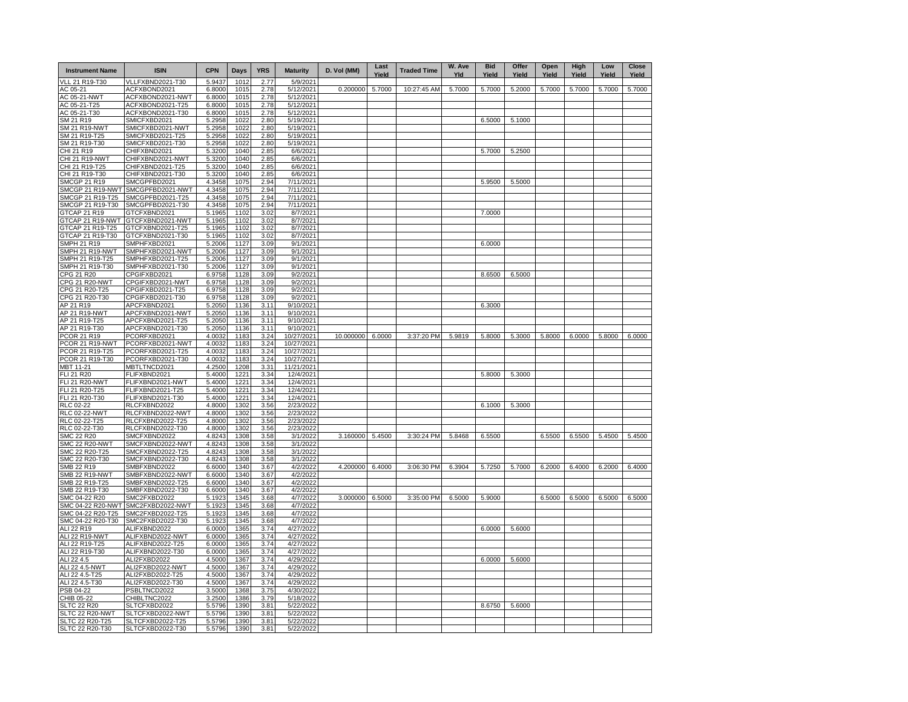| Instrument Name | ISIN | CPN | Days | YRS | Maturity | D. Vol (MM) | Last Yield | Traded Time | W. Ave Yld | Bid Yield | Offer Yield | Open Yield | High Yield | Low Yield | Close Yield |
|---|---|---|---|---|---|---|---|---|---|---|---|---|---|---|---|
| VLL 21 R19-T30 | VLLFXBND2021-T30 | 5.9437 | 1012 | 2.77 | 5/9/2021 | | | | | | | | | | |
| AC 05-21 | ACFXBOND2021 | 6.8000 | 1015 | 2.78 | 5/12/2021 | 0.200000 | 5.7000 | 10:27:45 AM | 5.7000 | 5.7000 | 5.2000 | 5.7000 | 5.7000 | 5.7000 | 5.7000 |
| AC 05-21-NWT | ACFXBOND2021-NWT | 6.8000 | 1015 | 2.78 | 5/12/2021 | | | | | | | | | | |
| AC 05-21-T25 | ACFXBOND2021-T25 | 6.8000 | 1015 | 2.78 | 5/12/2021 | | | | | | | | | | |
| AC 05-21-T30 | ACFXBOND2021-T30 | 6.8000 | 1015 | 2.78 | 5/12/2021 | | | | | | | | | | |
| SM 21 R19 | SMICFXBD2021 | 5.2958 | 1022 | 2.80 | 5/19/2021 | | | | | 6.5000 | 5.1000 | | | | |
| SM 21 R19-NWT | SMICFXBD2021-NWT | 5.2958 | 1022 | 2.80 | 5/19/2021 | | | | | | | | | | |
| SM 21 R19-T25 | SMICFXBD2021-T25 | 5.2958 | 1022 | 2.80 | 5/19/2021 | | | | | | | | | | |
| SM 21 R19-T30 | SMICFXBD2021-T30 | 5.2958 | 1022 | 2.80 | 5/19/2021 | | | | | | | | | | |
| CHI 21 R19 | CHIFXBND2021 | 5.3200 | 1040 | 2.85 | 6/6/2021 | | | | | 5.7000 | 5.2500 | | | | |
| CHI 21 R19-NWT | CHIFXBND2021-NWT | 5.3200 | 1040 | 2.85 | 6/6/2021 | | | | | | | | | | |
| CHI 21 R19-T25 | CHIFXBND2021-T25 | 5.3200 | 1040 | 2.85 | 6/6/2021 | | | | | | | | | | |
| CHI 21 R19-T30 | CHIFXBND2021-T30 | 5.3200 | 1040 | 2.85 | 6/6/2021 | | | | | | | | | | |
| SMCGP 21 R19 | SMCGPFBD2021 | 4.3458 | 1075 | 2.94 | 7/11/2021 | | | | | 5.9500 | 5.5000 | | | | |
| SMCGP 21 R19-NWT | SMCGPFBD2021-NWT | 4.3458 | 1075 | 2.94 | 7/11/2021 | | | | | | | | | | |
| SMCGP 21 R19-T25 | SMCGPFBD2021-T25 | 4.3458 | 1075 | 2.94 | 7/11/2021 | | | | | | | | | | |
| SMCGP 21 R19-T30 | SMCGPFBD2021-T30 | 4.3458 | 1075 | 2.94 | 7/11/2021 | | | | | | | | | | |
| GTCAP 21 R19 | GTCFXBND2021 | 5.1965 | 1102 | 3.02 | 8/7/2021 | | | | | 7.0000 | | | | | |
| GTCAP 21 R19-NWT | GTCFXBND2021-NWT | 5.1965 | 1102 | 3.02 | 8/7/2021 | | | | | | | | | | |
| GTCAP 21 R19-T25 | GTCFXBND2021-T25 | 5.1965 | 1102 | 3.02 | 8/7/2021 | | | | | | | | | | |
| GTCAP 21 R19-T30 | GTCFXBND2021-T30 | 5.1965 | 1102 | 3.02 | 8/7/2021 | | | | | | | | | | |
| SMPH 21 R19 | SMPHFXBD2021 | 5.2006 | 1127 | 3.09 | 9/1/2021 | | | | | 6.0000 | | | | | |
| SMPH 21 R19-NWT | SMPHFXBD2021-NWT | 5.2006 | 1127 | 3.09 | 9/1/2021 | | | | | | | | | | |
| SMPH 21 R19-T25 | SMPHFXBD2021-T25 | 5.2006 | 1127 | 3.09 | 9/1/2021 | | | | | | | | | | |
| SMPH 21 R19-T30 | SMPHFXBD2021-T30 | 5.2006 | 1127 | 3.09 | 9/1/2021 | | | | | | | | | | |
| CPG 21 R20 | CPGIFXBD2021 | 6.9758 | 1128 | 3.09 | 9/2/2021 | | | | | 8.6500 | 6.5000 | | | | |
| CPG 21 R20-NWT | CPGIFXBD2021-NWT | 6.9758 | 1128 | 3.09 | 9/2/2021 | | | | | | | | | | |
| CPG 21 R20-T25 | CPGIFXBD2021-T25 | 6.9758 | 1128 | 3.09 | 9/2/2021 | | | | | | | | | | |
| CPG 21 R20-T30 | CPGIFXBD2021-T30 | 6.9758 | 1128 | 3.09 | 9/2/2021 | | | | | | | | | | |
| AP 21 R19 | APCFXBND2021 | 5.2050 | 1136 | 3.11 | 9/10/2021 | | | | | 6.3000 | | | | | |
| AP 21 R19-NWT | APCFXBND2021-NWT | 5.2050 | 1136 | 3.11 | 9/10/2021 | | | | | | | | | | |
| AP 21 R19-T25 | APCFXBND2021-T25 | 5.2050 | 1136 | 3.11 | 9/10/2021 | | | | | | | | | | |
| AP 21 R19-T30 | APCFXBND2021-T30 | 5.2050 | 1136 | 3.11 | 9/10/2021 | | | | | | | | | | |
| PCOR 21 R19 | PCORFXBD2021 | 4.0032 | 1183 | 3.24 | 10/27/2021 | 10.000000 | 6.0000 | 3:37:20 PM | 5.9819 | 5.8000 | 5.3000 | 5.8000 | 6.0000 | 5.8000 | 6.0000 |
| PCOR 21 R19-NWT | PCORFXBD2021-NWT | 4.0032 | 1183 | 3.24 | 10/27/2021 | | | | | | | | | | |
| PCOR 21 R19-T25 | PCORFXBD2021-T25 | 4.0032 | 1183 | 3.24 | 10/27/2021 | | | | | | | | | | |
| PCOR 21 R19-T30 | PCORFXBD2021-T30 | 4.0032 | 1183 | 3.24 | 10/27/2021 | | | | | | | | | | |
| MBT 11-21 | MBTLTNCD2021 | 4.2500 | 1208 | 3.31 | 11/21/2021 | | | | | | | | | | |
| FLI 21 R20 | FLIFXBND2021 | 5.4000 | 1221 | 3.34 | 12/4/2021 | | | | | 5.8000 | 5.3000 | | | | |
| FLI 21 R20-NWT | FLIFXBND2021-NWT | 5.4000 | 1221 | 3.34 | 12/4/2021 | | | | | | | | | | |
| FLI 21 R20-T25 | FLIFXBND2021-T25 | 5.4000 | 1221 | 3.34 | 12/4/2021 | | | | | | | | | | |
| FLI 21 R20-T30 | FLIFXBND2021-T30 | 5.4000 | 1221 | 3.34 | 12/4/2021 | | | | | | | | | | |
| RLC 02-22 | RLCFXBND2022 | 4.8000 | 1302 | 3.56 | 2/23/2022 | | | | | 6.1000 | 5.3000 | | | | |
| RLC 02-22-NWT | RLCFXBND2022-NWT | 4.8000 | 1302 | 3.56 | 2/23/2022 | | | | | | | | | | |
| RLC 02-22-T25 | RLCFXBND2022-T25 | 4.8000 | 1302 | 3.56 | 2/23/2022 | | | | | | | | | | |
| RLC 02-22-T30 | RLCFXBND2022-T30 | 4.8000 | 1302 | 3.56 | 2/23/2022 | | | | | | | | | | |
| SMC 22 R20 | SMCFXBND2022 | 4.8243 | 1308 | 3.58 | 3/1/2022 | 3.160000 | 5.4500 | 3:30:24 PM | 5.8468 | 6.5500 | | 6.5500 | 6.5500 | 5.4500 | 5.4500 |
| SMC 22 R20-NWT | SMCFXBND2022-NWT | 4.8243 | 1308 | 3.58 | 3/1/2022 | | | | | | | | | | |
| SMC 22 R20-T25 | SMCFXBND2022-T25 | 4.8243 | 1308 | 3.58 | 3/1/2022 | | | | | | | | | | |
| SMC 22 R20-T30 | SMCFXBND2022-T30 | 4.8243 | 1308 | 3.58 | 3/1/2022 | | | | | | | | | | |
| SMB 22 R19 | SMBFXBND2022 | 6.6000 | 1340 | 3.67 | 4/2/2022 | 4.200000 | 6.4000 | 3:06:30 PM | 6.3904 | 5.7250 | 5.7000 | 6.2000 | 6.4000 | 6.2000 | 6.4000 |
| SMB 22 R19-NWT | SMBFXBND2022-NWT | 6.6000 | 1340 | 3.67 | 4/2/2022 | | | | | | | | | | |
| SMB 22 R19-T25 | SMBFXBND2022-T25 | 6.6000 | 1340 | 3.67 | 4/2/2022 | | | | | | | | | | |
| SMB 22 R19-T30 | SMBFXBND2022-T30 | 6.6000 | 1340 | 3.67 | 4/2/2022 | | | | | | | | | | |
| SMC 04-22 R20 | SMC2FXBD2022 | 5.1923 | 1345 | 3.68 | 4/7/2022 | 3.000000 | 6.5000 | 3:35:00 PM | 6.5000 | 5.9000 | | 6.5000 | 6.5000 | 6.5000 | 6.5000 |
| SMC 04-22 R20-NWT | SMC2FXBD2022-NWT | 5.1923 | 1345 | 3.68 | 4/7/2022 | | | | | | | | | | |
| SMC 04-22 R20-T25 | SMC2FXBD2022-T25 | 5.1923 | 1345 | 3.68 | 4/7/2022 | | | | | | | | | | |
| SMC 04-22 R20-T30 | SMC2FXBD2022-T30 | 5.1923 | 1345 | 3.68 | 4/7/2022 | | | | | | | | | | |
| ALI 22 R19 | ALIFXBND2022 | 6.0000 | 1365 | 3.74 | 4/27/2022 | | | | | 6.0000 | 5.6000 | | | | |
| ALI 22 R19-NWT | ALIFXBND2022-NWT | 6.0000 | 1365 | 3.74 | 4/27/2022 | | | | | | | | | | |
| ALI 22 R19-T25 | ALIFXBND2022-T25 | 6.0000 | 1365 | 3.74 | 4/27/2022 | | | | | | | | | | |
| ALI 22 R19-T30 | ALIFXBND2022-T30 | 6.0000 | 1365 | 3.74 | 4/27/2022 | | | | | | | | | | |
| ALI 22 4.5 | ALI2FXBD2022 | 4.5000 | 1367 | 3.74 | 4/29/2022 | | | | | 6.0000 | 5.6000 | | | | |
| ALI 22 4.5-NWT | ALI2FXBD2022-NWT | 4.5000 | 1367 | 3.74 | 4/29/2022 | | | | | | | | | | |
| ALI 22 4.5-T25 | ALI2FXBD2022-T25 | 4.5000 | 1367 | 3.74 | 4/29/2022 | | | | | | | | | | |
| ALI 22 4.5-T30 | ALI2FXBD2022-T30 | 4.5000 | 1367 | 3.74 | 4/29/2022 | | | | | | | | | | |
| PSB 04-22 | PSBLTNCD2022 | 3.5000 | 1368 | 3.75 | 4/30/2022 | | | | | | | | | | |
| CHIB 05-22 | CHIBLTNC2022 | 3.2500 | 1386 | 3.79 | 5/18/2022 | | | | | | | | | | |
| SLTC 22 R20 | SLTCFXBD2022 | 5.5796 | 1390 | 3.81 | 5/22/2022 | | | | | 8.6750 | 5.6000 | | | | |
| SLTC 22 R20-NWT | SLTCFXBD2022-NWT | 5.5796 | 1390 | 3.81 | 5/22/2022 | | | | | | | | | | |
| SLTC 22 R20-T25 | SLTCFXBD2022-T25 | 5.5796 | 1390 | 3.81 | 5/22/2022 | | | | | | | | | | |
| SLTC 22 R20-T30 | SLTCFXBD2022-T30 | 5.5796 | 1390 | 3.81 | 5/22/2022 | | | | | | | | | | |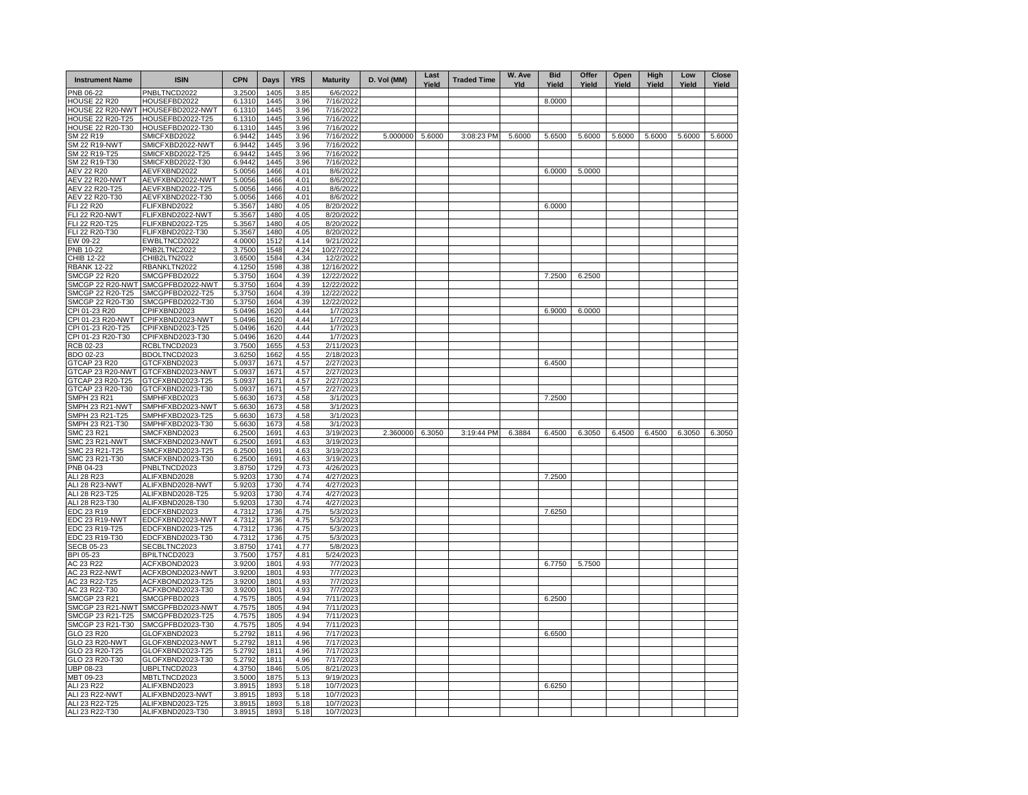| Instrument Name | ISIN | CPN | Days | YRS | Maturity | D. Vol (MM) | Last Yield | Traded Time | W. Ave Yld | Bid Yield | Offer Yield | Open Yield | High Yield | Low Yield | Close Yield |
|---|---|---|---|---|---|---|---|---|---|---|---|---|---|---|---|
| PNB 06-22 | PNBLTNCD2022 | 3.2500 | 1405 | 3.85 | 6/6/2022 | | | | | | | | | | |
| HOUSE 22 R20 | HOUSEFBD2022 | 6.1310 | 1445 | 3.96 | 7/16/2022 | | | | | 8.0000 | | | | | |
| HOUSE 22 R20-NWT | HOUSEFBD2022-NWT | 6.1310 | 1445 | 3.96 | 7/16/2022 | | | | | | | | | | |
| HOUSE 22 R20-T25 | HOUSEFBD2022-T25 | 6.1310 | 1445 | 3.96 | 7/16/2022 | | | | | | | | | | |
| HOUSE 22 R20-T30 | HOUSEFBD2022-T30 | 6.1310 | 1445 | 3.96 | 7/16/2022 | | | | | | | | | | |
| SM 22 R19 | SMICFXBD2022 | 6.9442 | 1445 | 3.96 | 7/16/2022 | 5.000000 | 5.6000 | 3:08:23 PM | 5.6000 | 5.6500 | 5.6000 | 5.6000 | 5.6000 | 5.6000 | 5.6000 |
| SM 22 R19-NWT | SMICFXBD2022-NWT | 6.9442 | 1445 | 3.96 | 7/16/2022 | | | | | | | | | | |
| SM 22 R19-T25 | SMICFXBD2022-T25 | 6.9442 | 1445 | 3.96 | 7/16/2022 | | | | | | | | | | |
| SM 22 R19-T30 | SMICFXBD2022-T30 | 6.9442 | 1445 | 3.96 | 7/16/2022 | | | | | | | | | | |
| AEV 22 R20 | AEVFXBND2022 | 5.0056 | 1466 | 4.01 | 8/6/2022 | | | | | 6.0000 | 5.0000 | | | | |
| AEV 22 R20-NWT | AEVFXBND2022-NWT | 5.0056 | 1466 | 4.01 | 8/6/2022 | | | | | | | | | | |
| AEV 22 R20-T25 | AEVFXBND2022-T25 | 5.0056 | 1466 | 4.01 | 8/6/2022 | | | | | | | | | | |
| AEV 22 R20-T30 | AEVFXBND2022-T30 | 5.0056 | 1466 | 4.01 | 8/6/2022 | | | | | | | | | | |
| FLI 22 R20 | FLIFXBND2022 | 5.3567 | 1480 | 4.05 | 8/20/2022 | | | | | 6.0000 | | | | | |
| FLI 22 R20-NWT | FLIFXBND2022-NWT | 5.3567 | 1480 | 4.05 | 8/20/2022 | | | | | | | | | | |
| FLI 22 R20-T25 | FLIFXBND2022-T25 | 5.3567 | 1480 | 4.05 | 8/20/2022 | | | | | | | | | | |
| FLI 22 R20-T30 | FLIFXBND2022-T30 | 5.3567 | 1480 | 4.05 | 8/20/2022 | | | | | | | | | | |
| EW 09-22 | EWBLTNCD2022 | 4.0000 | 1512 | 4.14 | 9/21/2022 | | | | | | | | | | |
| PNB 10-22 | PNB2LTNC2022 | 3.7500 | 1548 | 4.24 | 10/27/2022 | | | | | | | | | | |
| CHIB 12-22 | CHIB2LTN2022 | 3.6500 | 1584 | 4.34 | 12/2/2022 | | | | | | | | | | |
| RBANK 12-22 | RBANKLTN2022 | 4.1250 | 1598 | 4.38 | 12/16/2022 | | | | | | | | | | |
| SMCGP 22 R20 | SMCGPFBD2022 | 5.3750 | 1604 | 4.39 | 12/22/2022 | | | | | 7.2500 | 6.2500 | | | | |
| SMCGP 22 R20-NWT | SMCGPFBD2022-NWT | 5.3750 | 1604 | 4.39 | 12/22/2022 | | | | | | | | | | |
| SMCGP 22 R20-T25 | SMCGPFBD2022-T25 | 5.3750 | 1604 | 4.39 | 12/22/2022 | | | | | | | | | | |
| SMCGP 22 R20-T30 | SMCGPFBD2022-T30 | 5.3750 | 1604 | 4.39 | 12/22/2022 | | | | | | | | | | |
| CPI 01-23 R20 | CPIFXBND2023 | 5.0496 | 1620 | 4.44 | 1/7/2023 | | | | | 6.9000 | 6.0000 | | | | |
| CPI 01-23 R20-NWT | CPIFXBND2023-NWT | 5.0496 | 1620 | 4.44 | 1/7/2023 | | | | | | | | | | |
| CPI 01-23 R20-T25 | CPIFXBND2023-T25 | 5.0496 | 1620 | 4.44 | 1/7/2023 | | | | | | | | | | |
| CPI 01-23 R20-T30 | CPIFXBND2023-T30 | 5.0496 | 1620 | 4.44 | 1/7/2023 | | | | | | | | | | |
| RCB 02-23 | RCBLTNCD2023 | 3.7500 | 1655 | 4.53 | 2/11/2023 | | | | | | | | | | |
| BDO 02-23 | BDOLTNCD2023 | 3.6250 | 1662 | 4.55 | 2/18/2023 | | | | | | | | | | |
| GTCAP 23 R20 | GTCFXBND2023 | 5.0937 | 1671 | 4.57 | 2/27/2023 | | | | | 6.4500 | | | | | |
| GTCAP 23 R20-NWT | GTCFXBND2023-NWT | 5.0937 | 1671 | 4.57 | 2/27/2023 | | | | | | | | | | |
| GTCAP 23 R20-T25 | GTCFXBND2023-T25 | 5.0937 | 1671 | 4.57 | 2/27/2023 | | | | | | | | | | |
| GTCAP 23 R20-T30 | GTCFXBND2023-T30 | 5.0937 | 1671 | 4.57 | 2/27/2023 | | | | | | | | | | |
| SMPH 23 R21 | SMPHFXBD2023 | 5.6630 | 1673 | 4.58 | 3/1/2023 | | | | | 7.2500 | | | | | |
| SMPH 23 R21-NWT | SMPHFXBD2023-NWT | 5.6630 | 1673 | 4.58 | 3/1/2023 | | | | | | | | | | |
| SMPH 23 R21-T25 | SMPHFXBD2023-T25 | 5.6630 | 1673 | 4.58 | 3/1/2023 | | | | | | | | | | |
| SMPH 23 R21-T30 | SMPHFXBD2023-T30 | 5.6630 | 1673 | 4.58 | 3/1/2023 | | | | | | | | | | |
| SMC 23 R21 | SMCFXBND2023 | 6.2500 | 1691 | 4.63 | 3/19/2023 | 2.360000 | 6.3050 | 3:19:44 PM | 6.3884 | 6.4500 | 6.3050 | 6.4500 | 6.4500 | 6.3050 | 6.3050 |
| SMC 23 R21-NWT | SMCFXBND2023-NWT | 6.2500 | 1691 | 4.63 | 3/19/2023 | | | | | | | | | | |
| SMC 23 R21-T25 | SMCFXBND2023-T25 | 6.2500 | 1691 | 4.63 | 3/19/2023 | | | | | | | | | | |
| SMC 23 R21-T30 | SMCFXBND2023-T30 | 6.2500 | 1691 | 4.63 | 3/19/2023 | | | | | | | | | | |
| PNB 04-23 | PNBLTNCD2023 | 3.8750 | 1729 | 4.73 | 4/26/2023 | | | | | | | | | | |
| ALI 28 R23 | ALIFXBND2028 | 5.9203 | 1730 | 4.74 | 4/27/2023 | | | | | 7.2500 | | | | | |
| ALI 28 R23-NWT | ALIFXBND2028-NWT | 5.9203 | 1730 | 4.74 | 4/27/2023 | | | | | | | | | | |
| ALI 28 R23-T25 | ALIFXBND2028-T25 | 5.9203 | 1730 | 4.74 | 4/27/2023 | | | | | | | | | | |
| ALI 28 R23-T30 | ALIFXBND2028-T30 | 5.9203 | 1730 | 4.74 | 4/27/2023 | | | | | | | | | | |
| EDC 23 R19 | EDCFXBND2023 | 4.7312 | 1736 | 4.75 | 5/3/2023 | | | | | 7.6250 | | | | | |
| EDC 23 R19-NWT | EDCFXBND2023-NWT | 4.7312 | 1736 | 4.75 | 5/3/2023 | | | | | | | | | | |
| EDC 23 R19-T25 | EDCFXBND2023-T25 | 4.7312 | 1736 | 4.75 | 5/3/2023 | | | | | | | | | | |
| EDC 23 R19-T30 | EDCFXBND2023-T30 | 4.7312 | 1736 | 4.75 | 5/3/2023 | | | | | | | | | | |
| SECB 05-23 | SECBLTNC2023 | 3.8750 | 1741 | 4.77 | 5/8/2023 | | | | | | | | | | |
| BPI 05-23 | BPILTNCD2023 | 3.7500 | 1757 | 4.81 | 5/24/2023 | | | | | | | | | | |
| AC 23 R22 | ACFXBOND2023 | 3.9200 | 1801 | 4.93 | 7/7/2023 | | | | | 6.7750 | 5.7500 | | | | |
| AC 23 R22-NWT | ACFXBOND2023-NWT | 3.9200 | 1801 | 4.93 | 7/7/2023 | | | | | | | | | | |
| AC 23 R22-T25 | ACFXBOND2023-T25 | 3.9200 | 1801 | 4.93 | 7/7/2023 | | | | | | | | | | |
| AC 23 R22-T30 | ACFXBOND2023-T30 | 3.9200 | 1801 | 4.93 | 7/7/2023 | | | | | | | | | | |
| SMCGP 23 R21 | SMCGPFBD2023 | 4.7575 | 1805 | 4.94 | 7/11/2023 | | | | | 6.2500 | | | | | |
| SMCGP 23 R21-NWT | SMCGPFBD2023-NWT | 4.7575 | 1805 | 4.94 | 7/11/2023 | | | | | | | | | | |
| SMCGP 23 R21-T25 | SMCGPFBD2023-T25 | 4.7575 | 1805 | 4.94 | 7/11/2023 | | | | | | | | | | |
| SMCGP 23 R21-T30 | SMCGPFBD2023-T30 | 4.7575 | 1805 | 4.94 | 7/11/2023 | | | | | | | | | | |
| GLO 23 R20 | GLOFXBND2023 | 5.2792 | 1811 | 4.96 | 7/17/2023 | | | | | 6.6500 | | | | | |
| GLO 23 R20-NWT | GLOFXBND2023-NWT | 5.2792 | 1811 | 4.96 | 7/17/2023 | | | | | | | | | | |
| GLO 23 R20-T25 | GLOFXBND2023-T25 | 5.2792 | 1811 | 4.96 | 7/17/2023 | | | | | | | | | | |
| GLO 23 R20-T30 | GLOFXBND2023-T30 | 5.2792 | 1811 | 4.96 | 7/17/2023 | | | | | | | | | | |
| UBP 08-23 | UBPLTNCD2023 | 4.3750 | 1846 | 5.05 | 8/21/2023 | | | | | | | | | | |
| MBT 09-23 | MBTLTNCD2023 | 3.5000 | 1875 | 5.13 | 9/19/2023 | | | | | | | | | | |
| ALI 23 R22 | ALIFXBND2023 | 3.8915 | 1893 | 5.18 | 10/7/2023 | | | | | 6.6250 | | | | | |
| ALI 23 R22-NWT | ALIFXBND2023-NWT | 3.8915 | 1893 | 5.18 | 10/7/2023 | | | | | | | | | | |
| ALI 23 R22-T25 | ALIFXBND2023-T25 | 3.8915 | 1893 | 5.18 | 10/7/2023 | | | | | | | | | | |
| ALI 23 R22-T30 | ALIFXBND2023-T30 | 3.8915 | 1893 | 5.18 | 10/7/2023 | | | | | | | | | | |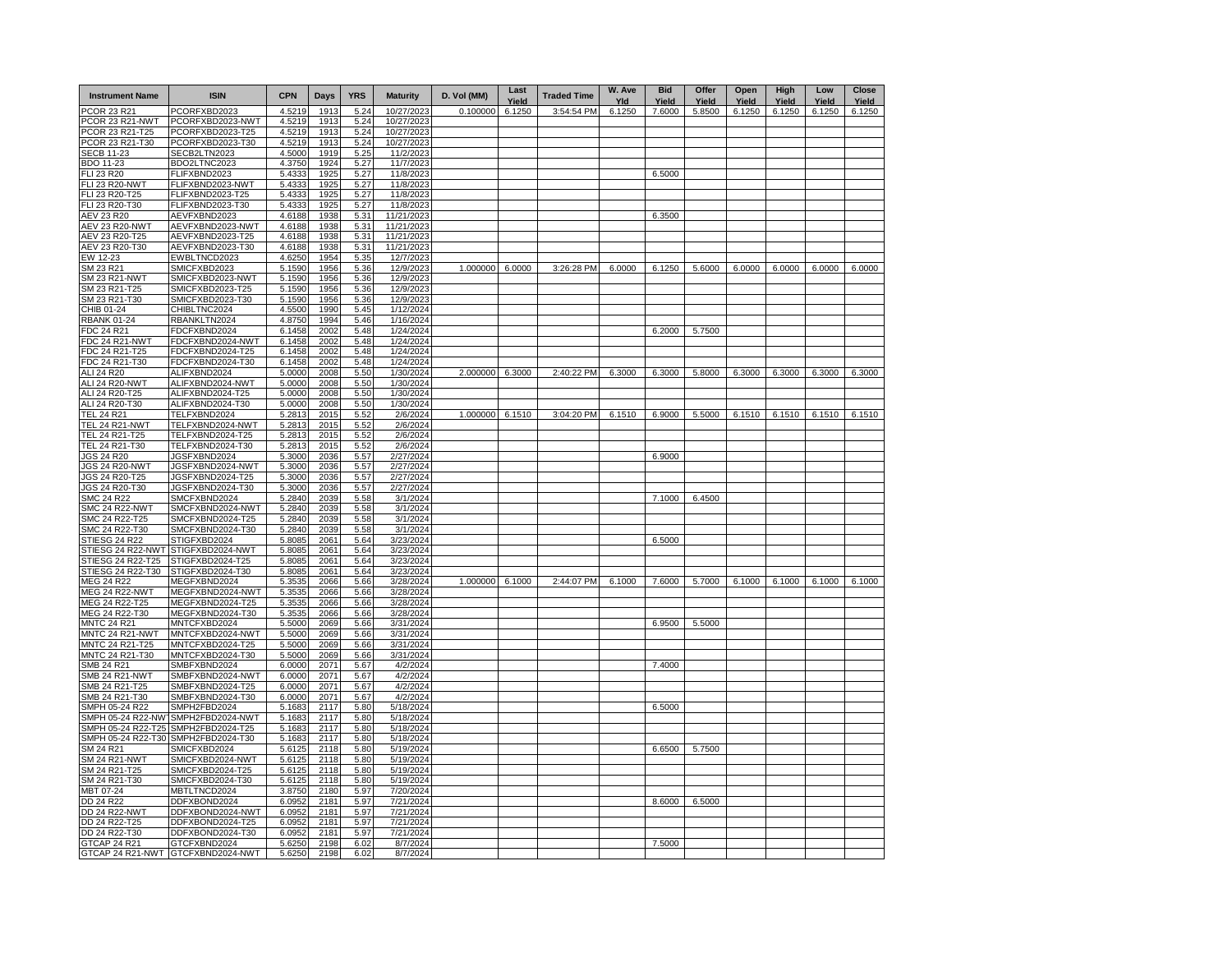| Instrument Name | ISIN | CPN | Days | YRS | Maturity | D. Vol (MM) | Last Yield | Traded Time | W. Ave Yld | Bid Yield | Offer Yield | Open Yield | High Yield | Low Yield | Close Yield |
|---|---|---|---|---|---|---|---|---|---|---|---|---|---|---|---|
| PCOR 23 R21 | PCORFXBD2023 | 4.5219 | 1913 | 5.24 | 10/27/2023 | 0.100000 | 6.1250 | 3:54:54 PM | 6.1250 | 7.6000 | 5.8500 | 6.1250 | 6.1250 | 6.1250 | 6.1250 |
| PCOR 23 R21-NWT | PCORFXBD2023-NWT | 4.5219 | 1913 | 5.24 | 10/27/2023 | | | | | | | | | | |
| PCOR 23 R21-T25 | PCORFXBD2023-T25 | 4.5219 | 1913 | 5.24 | 10/27/2023 | | | | | | | | | | |
| PCOR 23 R21-T30 | PCORFXBD2023-T30 | 4.5219 | 1913 | 5.24 | 10/27/2023 | | | | | | | | | | |
| SECB 11-23 | SECB2LTN2023 | 4.5000 | 1919 | 5.25 | 11/2/2023 | | | | | | | | | | |
| BDO 11-23 | BDO2LTNC2023 | 4.3750 | 1924 | 5.27 | 11/7/2023 | | | | | | | | | | |
| FLI 23 R20 | FLIFXBND2023 | 5.4333 | 1925 | 5.27 | 11/8/2023 | | | | | 6.5000 | | | | | |
| FLI 23 R20-NWT | FLIFXBND2023-NWT | 5.4333 | 1925 | 5.27 | 11/8/2023 | | | | | | | | | | |
| FLI 23 R20-T25 | FLIFXBND2023-T25 | 5.4333 | 1925 | 5.27 | 11/8/2023 | | | | | | | | | | |
| FLI 23 R20-T30 | FLIFXBND2023-T30 | 5.4333 | 1925 | 5.27 | 11/8/2023 | | | | | | | | | | |
| AEV 23 R20 | AEVFXBND2023 | 4.6188 | 1938 | 5.31 | 11/21/2023 | | | | | 6.3500 | | | | | |
| AEV 23 R20-NWT | AEVFXBND2023-NWT | 4.6188 | 1938 | 5.31 | 11/21/2023 | | | | | | | | | | |
| AEV 23 R20-T25 | AEVFXBND2023-T25 | 4.6188 | 1938 | 5.31 | 11/21/2023 | | | | | | | | | | |
| AEV 23 R20-T30 | AEVFXBND2023-T30 | 4.6188 | 1938 | 5.31 | 11/21/2023 | | | | | | | | | | |
| EW 12-23 | EWBLTNCD2023 | 4.6250 | 1954 | 5.35 | 12/7/2023 | | | | | | | | | | |
| SM 23 R21 | SMICFXBD2023 | 5.1590 | 1956 | 5.36 | 12/9/2023 | 1.000000 | 6.0000 | 3:26:28 PM | 6.0000 | 6.1250 | 5.6000 | 6.0000 | 6.0000 | 6.0000 | 6.0000 |
| SM 23 R21-NWT | SMICFXBD2023-NWT | 5.1590 | 1956 | 5.36 | 12/9/2023 | | | | | | | | | | |
| SM 23 R21-T25 | SMICFXBD2023-T25 | 5.1590 | 1956 | 5.36 | 12/9/2023 | | | | | | | | | | |
| SM 23 R21-T30 | SMICFXBD2023-T30 | 5.1590 | 1956 | 5.36 | 12/9/2023 | | | | | | | | | | |
| CHIB 01-24 | CHIBLTNC2024 | 4.5500 | 1990 | 5.45 | 1/12/2024 | | | | | | | | | | |
| RBANK 01-24 | RBANKLTN2024 | 4.8750 | 1994 | 5.46 | 1/16/2024 | | | | | | | | | | |
| FDC 24 R21 | FDCFXBND2024 | 6.1458 | 2002 | 5.48 | 1/24/2024 | | | | | 6.2000 | 5.7500 | | | | |
| FDC 24 R21-NWT | FDCFXBND2024-NWT | 6.1458 | 2002 | 5.48 | 1/24/2024 | | | | | | | | | | |
| FDC 24 R21-T25 | FDCFXBND2024-T25 | 6.1458 | 2002 | 5.48 | 1/24/2024 | | | | | | | | | | |
| FDC 24 R21-T30 | FDCFXBND2024-T30 | 6.1458 | 2002 | 5.48 | 1/24/2024 | | | | | | | | | | |
| ALI 24 R20 | ALIFXBND2024 | 5.0000 | 2008 | 5.50 | 1/30/2024 | 2.000000 | 6.3000 | 2:40:22 PM | 6.3000 | 6.3000 | 5.8000 | 6.3000 | 6.3000 | 6.3000 | 6.3000 |
| ALI 24 R20-NWT | ALIFXBND2024-NWT | 5.0000 | 2008 | 5.50 | 1/30/2024 | | | | | | | | | | |
| ALI 24 R20-T25 | ALIFXBND2024-T25 | 5.0000 | 2008 | 5.50 | 1/30/2024 | | | | | | | | | | |
| ALI 24 R20-T30 | ALIFXBND2024-T30 | 5.0000 | 2008 | 5.50 | 1/30/2024 | | | | | | | | | | |
| TEL 24 R21 | TELFXBND2024 | 5.2813 | 2015 | 5.52 | 2/6/2024 | 1.000000 | 6.1510 | 3:04:20 PM | 6.1510 | 6.9000 | 5.5000 | 6.1510 | 6.1510 | 6.1510 | 6.1510 |
| TEL 24 R21-NWT | TELFXBND2024-NWT | 5.2813 | 2015 | 5.52 | 2/6/2024 | | | | | | | | | | |
| TEL 24 R21-T25 | TELFXBND2024-T25 | 5.2813 | 2015 | 5.52 | 2/6/2024 | | | | | | | | | | |
| TEL 24 R21-T30 | TELFXBND2024-T30 | 5.2813 | 2015 | 5.52 | 2/6/2024 | | | | | | | | | | |
| JGS 24 R20 | JGSFXBND2024 | 5.3000 | 2036 | 5.57 | 2/27/2024 | | | | | 6.9000 | | | | | |
| JGS 24 R20-NWT | JGSFXBND2024-NWT | 5.3000 | 2036 | 5.57 | 2/27/2024 | | | | | | | | | | |
| JGS 24 R20-T25 | JGSFXBND2024-T25 | 5.3000 | 2036 | 5.57 | 2/27/2024 | | | | | | | | | | |
| JGS 24 R20-T30 | JGSFXBND2024-T30 | 5.3000 | 2036 | 5.57 | 2/27/2024 | | | | | | | | | | |
| SMC 24 R22 | SMCFXBND2024 | 5.2840 | 2039 | 5.58 | 3/1/2024 | | | | | 7.1000 | 6.4500 | | | | |
| SMC 24 R22-NWT | SMCFXBND2024-NWT | 5.2840 | 2039 | 5.58 | 3/1/2024 | | | | | | | | | | |
| SMC 24 R22-T25 | SMCFXBND2024-T25 | 5.2840 | 2039 | 5.58 | 3/1/2024 | | | | | | | | | | |
| SMC 24 R22-T30 | SMCFXBND2024-T30 | 5.2840 | 2039 | 5.58 | 3/1/2024 | | | | | | | | | | |
| STIESG 24 R22 | STIGFXBD2024 | 5.8085 | 2061 | 5.64 | 3/23/2024 | | | | | 6.5000 | | | | | |
| STIESG 24 R22-NWT | STIGFXBD2024-NWT | 5.8085 | 2061 | 5.64 | 3/23/2024 | | | | | | | | | | |
| STIESG 24 R22-T25 | STIGFXBD2024-T25 | 5.8085 | 2061 | 5.64 | 3/23/2024 | | | | | | | | | | |
| STIESG 24 R22-T30 | STIGFXBD2024-T30 | 5.8085 | 2061 | 5.64 | 3/23/2024 | | | | | | | | | | |
| MEG 24 R22 | MEGFXBND2024 | 5.3535 | 2066 | 5.66 | 3/28/2024 | 1.000000 | 6.1000 | 2:44:07 PM | 6.1000 | 7.6000 | 5.7000 | 6.1000 | 6.1000 | 6.1000 | 6.1000 |
| MEG 24 R22-NWT | MEGFXBND2024-NWT | 5.3535 | 2066 | 5.66 | 3/28/2024 | | | | | | | | | | |
| MEG 24 R22-T25 | MEGFXBND2024-T25 | 5.3535 | 2066 | 5.66 | 3/28/2024 | | | | | | | | | | |
| MEG 24 R22-T30 | MEGFXBND2024-T30 | 5.3535 | 2066 | 5.66 | 3/28/2024 | | | | | | | | | | |
| MNTC 24 R21 | MNTCFXBD2024 | 5.5000 | 2069 | 5.66 | 3/31/2024 | | | | | 6.9500 | 5.5000 | | | | |
| MNTC 24 R21-NWT | MNTCFXBD2024-NWT | 5.5000 | 2069 | 5.66 | 3/31/2024 | | | | | | | | | | |
| MNTC 24 R21-T25 | MNTCFXBD2024-T25 | 5.5000 | 2069 | 5.66 | 3/31/2024 | | | | | | | | | | |
| MNTC 24 R21-T30 | MNTCFXBD2024-T30 | 5.5000 | 2069 | 5.66 | 3/31/2024 | | | | | | | | | | |
| SMB 24 R21 | SMBFXBND2024 | 6.0000 | 2071 | 5.67 | 4/2/2024 | | | | | 7.4000 | | | | | |
| SMB 24 R21-NWT | SMBFXBND2024-NWT | 6.0000 | 2071 | 5.67 | 4/2/2024 | | | | | | | | | | |
| SMB 24 R21-T25 | SMBFXBND2024-T25 | 6.0000 | 2071 | 5.67 | 4/2/2024 | | | | | | | | | | |
| SMB 24 R21-T30 | SMBFXBND2024-T30 | 6.0000 | 2071 | 5.67 | 4/2/2024 | | | | | | | | | | |
| SMPH 05-24 R22 | SMPH2FBD2024 | 5.1683 | 2117 | 5.80 | 5/18/2024 | | | | | 6.5000 | | | | | |
| SMPH 05-24 R22-NWT | SMPH2FBD2024-NWT | 5.1683 | 2117 | 5.80 | 5/18/2024 | | | | | | | | | | |
| SMPH 05-24 R22-T25 | SMPH2FBD2024-T25 | 5.1683 | 2117 | 5.80 | 5/18/2024 | | | | | | | | | | |
| SMPH 05-24 R22-T30 | SMPH2FBD2024-T30 | 5.1683 | 2117 | 5.80 | 5/18/2024 | | | | | | | | | | |
| SM 24 R21 | SMICFXBD2024 | 5.6125 | 2118 | 5.80 | 5/19/2024 | | | | | 6.6500 | 5.7500 | | | | |
| SM 24 R21-NWT | SMICFXBD2024-NWT | 5.6125 | 2118 | 5.80 | 5/19/2024 | | | | | | | | | | |
| SM 24 R21-T25 | SMICFXBD2024-T25 | 5.6125 | 2118 | 5.80 | 5/19/2024 | | | | | | | | | | |
| SM 24 R21-T30 | SMICFXBD2024-T30 | 5.6125 | 2118 | 5.80 | 5/19/2024 | | | | | | | | | | |
| MBT 07-24 | MBTLTNCD2024 | 3.8750 | 2180 | 5.97 | 7/20/2024 | | | | | | | | | | |
| DD 24 R22 | DDFXBOND2024 | 6.0952 | 2181 | 5.97 | 7/21/2024 | | | | | 8.6000 | 6.5000 | | | | |
| DD 24 R22-NWT | DDFXBOND2024-NWT | 6.0952 | 2181 | 5.97 | 7/21/2024 | | | | | | | | | | |
| DD 24 R22-T25 | DDFXBOND2024-T25 | 6.0952 | 2181 | 5.97 | 7/21/2024 | | | | | | | | | | |
| DD 24 R22-T30 | DDFXBOND2024-T30 | 6.0952 | 2181 | 5.97 | 7/21/2024 | | | | | | | | | | |
| GTCAP 24 R21 | GTCFXBND2024 | 5.6250 | 2198 | 6.02 | 8/7/2024 | | | | | 7.5000 | | | | | |
| GTCAP 24 R21-NWT | GTCFXBND2024-NWT | 5.6250 | 2198 | 6.02 | 8/7/2024 | | | | | | | | | | |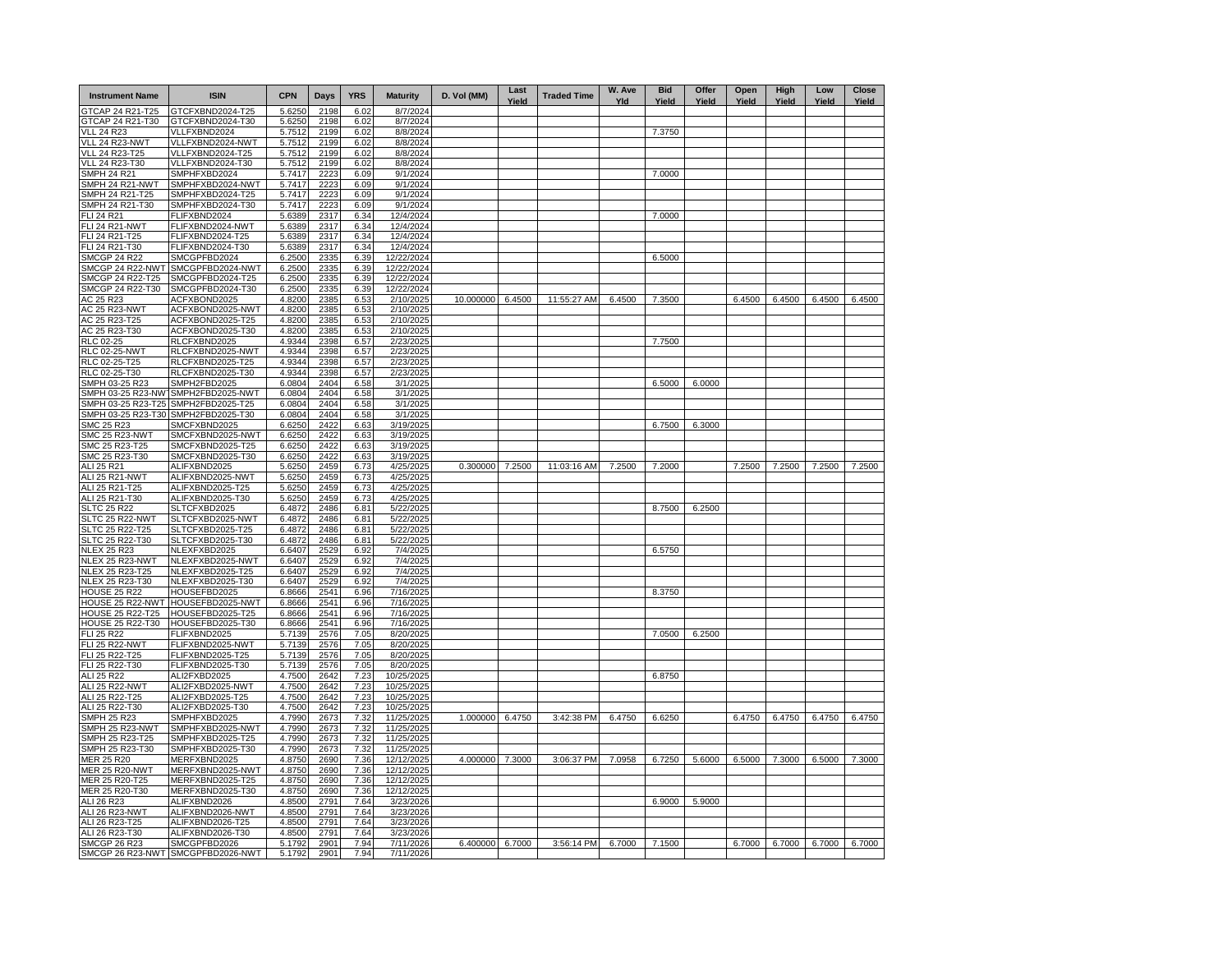| Instrument Name | ISIN | CPN | Days | YRS | Maturity | D. Vol (MM) | Last Yield | Traded Time | W. Ave Yld | Bid Yield | Offer Yield | Open Yield | High Yield | Low Yield | Close Yield |
|---|---|---|---|---|---|---|---|---|---|---|---|---|---|---|---|
| GTCAP 24 R21-T25 | GTCFXBND2024-T25 | 5.6250 | 2198 | 6.02 | 8/7/2024 | | | | | | | | | | |
| GTCAP 24 R21-T30 | GTCFXBND2024-T30 | 5.6250 | 2198 | 6.02 | 8/7/2024 | | | | | | | | | | |
| VLL 24 R23 | VLLFXBND2024 | 5.7512 | 2199 | 6.02 | 8/8/2024 | | | | | 7.3750 | | | | | |
| VLL 24 R23-NWT | VLLFXBND2024-NWT | 5.7512 | 2199 | 6.02 | 8/8/2024 | | | | | | | | | | |
| VLL 24 R23-T25 | VLLFXBND2024-T25 | 5.7512 | 2199 | 6.02 | 8/8/2024 | | | | | | | | | | |
| VLL 24 R23-T30 | VLLFXBND2024-T30 | 5.7512 | 2199 | 6.02 | 8/8/2024 | | | | | | | | | | |
| SMPH 24 R21 | SMPHFXBD2024 | 5.7417 | 2223 | 6.09 | 9/1/2024 | | | | | 7.0000 | | | | | |
| SMPH 24 R21-NWT | SMPHFXBD2024-NWT | 5.7417 | 2223 | 6.09 | 9/1/2024 | | | | | | | | | | |
| SMPH 24 R21-T25 | SMPHFXBD2024-T25 | 5.7417 | 2223 | 6.09 | 9/1/2024 | | | | | | | | | | |
| SMPH 24 R21-T30 | SMPHFXBD2024-T30 | 5.7417 | 2223 | 6.09 | 9/1/2024 | | | | | | | | | | |
| FLI 24 R21 | FLIFXBND2024 | 5.6389 | 2317 | 6.34 | 12/4/2024 | | | | | 7.0000 | | | | | |
| FLI 24 R21-NWT | FLIFXBND2024-NWT | 5.6389 | 2317 | 6.34 | 12/4/2024 | | | | | | | | | | |
| FLI 24 R21-T25 | FLIFXBND2024-T25 | 5.6389 | 2317 | 6.34 | 12/4/2024 | | | | | | | | | | |
| FLI 24 R21-T30 | FLIFXBND2024-T30 | 5.6389 | 2317 | 6.34 | 12/4/2024 | | | | | | | | | | |
| SMCGP 24 R22 | SMCGPFBD2024 | 6.2500 | 2335 | 6.39 | 12/22/2024 | | | | | 6.5000 | | | | | |
| SMCGP 24 R22-NWT | SMCGPFBD2024-NWT | 6.2500 | 2335 | 6.39 | 12/22/2024 | | | | | | | | | | |
| SMCGP 24 R22-T25 | SMCGPFBD2024-T25 | 6.2500 | 2335 | 6.39 | 12/22/2024 | | | | | | | | | | |
| SMCGP 24 R22-T30 | SMCGPFBD2024-T30 | 6.2500 | 2335 | 6.39 | 12/22/2024 | | | | | | | | | | |
| AC 25 R23 | ACFXBOND2025 | 4.8200 | 2385 | 6.53 | 2/10/2025 | 10.000000 | 6.4500 | 11:55:27 AM | 6.4500 | 7.3500 | | 6.4500 | 6.4500 | 6.4500 | 6.4500 |
| AC 25 R23-NWT | ACFXBOND2025-NWT | 4.8200 | 2385 | 6.53 | 2/10/2025 | | | | | | | | | | |
| AC 25 R23-T25 | ACFXBOND2025-T25 | 4.8200 | 2385 | 6.53 | 2/10/2025 | | | | | | | | | | |
| AC 25 R23-T30 | ACFXBOND2025-T30 | 4.8200 | 2385 | 6.53 | 2/10/2025 | | | | | | | | | | |
| RLC 02-25 | RLCFXBND2025 | 4.9344 | 2398 | 6.57 | 2/23/2025 | | | | | 7.7500 | | | | | |
| RLC 02-25-NWT | RLCFXBND2025-NWT | 4.9344 | 2398 | 6.57 | 2/23/2025 | | | | | | | | | | |
| RLC 02-25-T25 | RLCFXBND2025-T25 | 4.9344 | 2398 | 6.57 | 2/23/2025 | | | | | | | | | | |
| RLC 02-25-T30 | RLCFXBND2025-T30 | 4.9344 | 2398 | 6.57 | 2/23/2025 | | | | | | | | | | |
| SMPH 03-25 R23 | SMPH2FBD2025 | 6.0804 | 2404 | 6.58 | 3/1/2025 | | | | | 6.5000 | 6.0000 | | | | |
| SMPH 03-25 R23-NWT | SMPH2FBD2025-NWT | 6.0804 | 2404 | 6.58 | 3/1/2025 | | | | | | | | | | |
| SMPH 03-25 R23-T25 | SMPH2FBD2025-T25 | 6.0804 | 2404 | 6.58 | 3/1/2025 | | | | | | | | | | |
| SMPH 03-25 R23-T30 | SMPH2FBD2025-T30 | 6.0804 | 2404 | 6.58 | 3/1/2025 | | | | | | | | | | |
| SMC 25 R23 | SMCFXBND2025 | 6.6250 | 2422 | 6.63 | 3/19/2025 | | | | | 6.7500 | 6.3000 | | | | |
| SMC 25 R23-NWT | SMCFXBND2025-NWT | 6.6250 | 2422 | 6.63 | 3/19/2025 | | | | | | | | | | |
| SMC 25 R23-T25 | SMCFXBND2025-T25 | 6.6250 | 2422 | 6.63 | 3/19/2025 | | | | | | | | | | |
| SMC 25 R23-T30 | SMCFXBND2025-T30 | 6.6250 | 2422 | 6.63 | 3/19/2025 | | | | | | | | | | |
| ALI 25 R21 | ALIFXBND2025 | 5.6250 | 2459 | 6.73 | 4/25/2025 | 0.300000 | 7.2500 | 11:03:16 AM | 7.2500 | 7.2000 | | 7.2500 | 7.2500 | 7.2500 | 7.2500 |
| ALI 25 R21-NWT | ALIFXBND2025-NWT | 5.6250 | 2459 | 6.73 | 4/25/2025 | | | | | | | | | | |
| ALI 25 R21-T25 | ALIFXBND2025-T25 | 5.6250 | 2459 | 6.73 | 4/25/2025 | | | | | | | | | | |
| ALI 25 R21-T30 | ALIFXBND2025-T30 | 5.6250 | 2459 | 6.73 | 4/25/2025 | | | | | | | | | | |
| SLTC 25 R22 | SLTCFXBD2025 | 6.4872 | 2486 | 6.81 | 5/22/2025 | | | | | 8.7500 | 6.2500 | | | | |
| SLTC 25 R22-NWT | SLTCFXBD2025-NWT | 6.4872 | 2486 | 6.81 | 5/22/2025 | | | | | | | | | | |
| SLTC 25 R22-T25 | SLTCFXBD2025-T25 | 6.4872 | 2486 | 6.81 | 5/22/2025 | | | | | | | | | | |
| SLTC 25 R22-T30 | SLTCFXBD2025-T30 | 6.4872 | 2486 | 6.81 | 5/22/2025 | | | | | | | | | | |
| NLEX 25 R23 | NLEXFXBD2025 | 6.6407 | 2529 | 6.92 | 7/4/2025 | | | | | 6.5750 | | | | | |
| NLEX 25 R23-NWT | NLEXFXBD2025-NWT | 6.6407 | 2529 | 6.92 | 7/4/2025 | | | | | | | | | | |
| NLEX 25 R23-T25 | NLEXFXBD2025-T25 | 6.6407 | 2529 | 6.92 | 7/4/2025 | | | | | | | | | | |
| NLEX 25 R23-T30 | NLEXFXBD2025-T30 | 6.6407 | 2529 | 6.92 | 7/4/2025 | | | | | | | | | | |
| HOUSE 25 R22 | HOUSEFBD2025 | 6.8666 | 2541 | 6.96 | 7/16/2025 | | | | | 8.3750 | | | | | |
| HOUSE 25 R22-NWT | HOUSEFBD2025-NWT | 6.8666 | 2541 | 6.96 | 7/16/2025 | | | | | | | | | | |
| HOUSE 25 R22-T25 | HOUSEFBD2025-T25 | 6.8666 | 2541 | 6.96 | 7/16/2025 | | | | | | | | | | |
| HOUSE 25 R22-T30 | HOUSEFBD2025-T30 | 6.8666 | 2541 | 6.96 | 7/16/2025 | | | | | | | | | | |
| FLI 25 R22 | FLIFXBND2025 | 5.7139 | 2576 | 7.05 | 8/20/2025 | | | | | 7.0500 | 6.2500 | | | | |
| FLI 25 R22-NWT | FLIFXBND2025-NWT | 5.7139 | 2576 | 7.05 | 8/20/2025 | | | | | | | | | | |
| FLI 25 R22-T25 | FLIFXBND2025-T25 | 5.7139 | 2576 | 7.05 | 8/20/2025 | | | | | | | | | | |
| FLI 25 R22-T30 | FLIFXBND2025-T30 | 5.7139 | 2576 | 7.05 | 8/20/2025 | | | | | | | | | | |
| ALI 25 R22 | ALI2FXBD2025 | 4.7500 | 2642 | 7.23 | 10/25/2025 | | | | | 6.8750 | | | | | |
| ALI 25 R22-NWT | ALI2FXBD2025-NWT | 4.7500 | 2642 | 7.23 | 10/25/2025 | | | | | | | | | | |
| ALI 25 R22-T25 | ALI2FXBD2025-T25 | 4.7500 | 2642 | 7.23 | 10/25/2025 | | | | | | | | | | |
| ALI 25 R22-T30 | ALI2FXBD2025-T30 | 4.7500 | 2642 | 7.23 | 10/25/2025 | | | | | | | | | | |
| SMPH 25 R23 | SMPHFXBD2025 | 4.7990 | 2673 | 7.32 | 11/25/2025 | 1.000000 | 6.4750 | 3:42:38 PM | 6.4750 | 6.6250 | | 6.4750 | 6.4750 | 6.4750 | 6.4750 |
| SMPH 25 R23-NWT | SMPHFXBD2025-NWT | 4.7990 | 2673 | 7.32 | 11/25/2025 | | | | | | | | | | |
| SMPH 25 R23-T25 | SMPHFXBD2025-T25 | 4.7990 | 2673 | 7.32 | 11/25/2025 | | | | | | | | | | |
| SMPH 25 R23-T30 | SMPHFXBD2025-T30 | 4.7990 | 2673 | 7.32 | 11/25/2025 | | | | | | | | | | |
| MER 25 R20 | MERFXBND2025 | 4.8750 | 2690 | 7.36 | 12/12/2025 | 4.000000 | 7.3000 | 3:06:37 PM | 7.0958 | 6.7250 | 5.6000 | 6.5000 | 7.3000 | 6.5000 | 7.3000 |
| MER 25 R20-NWT | MERFXBND2025-NWT | 4.8750 | 2690 | 7.36 | 12/12/2025 | | | | | | | | | | |
| MER 25 R20-T25 | MERFXBND2025-T25 | 4.8750 | 2690 | 7.36 | 12/12/2025 | | | | | | | | | | |
| MER 25 R20-T30 | MERFXBND2025-T30 | 4.8750 | 2690 | 7.36 | 12/12/2025 | | | | | | | | | | |
| ALI 26 R23 | ALIFXBND2026 | 4.8500 | 2791 | 7.64 | 3/23/2026 | | | | | 6.9000 | 5.9000 | | | | |
| ALI 26 R23-NWT | ALIFXBND2026-NWT | 4.8500 | 2791 | 7.64 | 3/23/2026 | | | | | | | | | | |
| ALI 26 R23-T25 | ALIFXBND2026-T25 | 4.8500 | 2791 | 7.64 | 3/23/2026 | | | | | | | | | | |
| ALI 26 R23-T30 | ALIFXBND2026-T30 | 4.8500 | 2791 | 7.64 | 3/23/2026 | | | | | | | | | | |
| SMCGP 26 R23 | SMCGPFBD2026 | 5.1792 | 2901 | 7.94 | 7/11/2026 | 6.400000 | 6.7000 | 3:56:14 PM | 6.7000 | 7.1500 | | 6.7000 | 6.7000 | 6.7000 | 6.7000 |
| SMCGP 26 R23-NWT | SMCGPFBD2026-NWT | 5.1792 | 2901 | 7.94 | 7/11/2026 | | | | | | | | | | |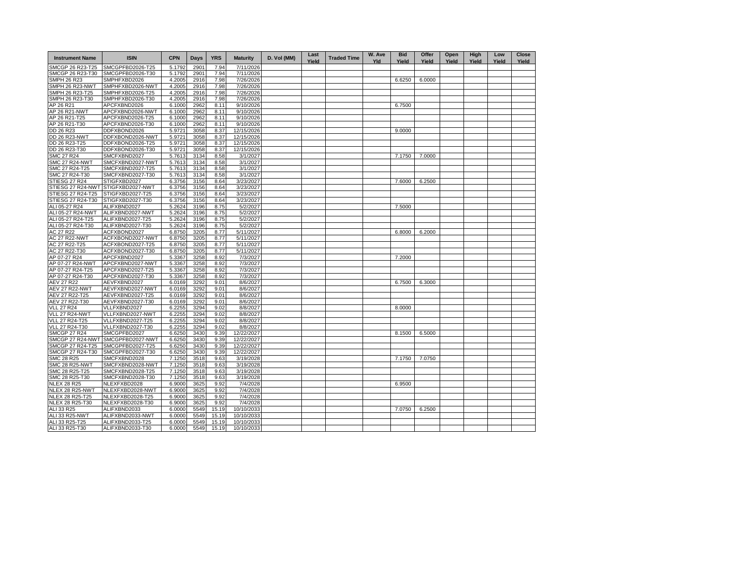| Instrument Name | ISIN | CPN | Days | YRS | Maturity | D. Vol (MM) | Last Yield | Traded Time | W. Ave Yld | Bid Yield | Offer Yield | Open Yield | High Yield | Low Yield | Close Yield |
|---|---|---|---|---|---|---|---|---|---|---|---|---|---|---|---|
| SMCGP 26 R23-T25 | SMCGPFBD2026-T25 | 5.1792 | 2901 | 7.94 | 7/11/2026 | | | | | | | | | | |
| SMCGP 26 R23-T30 | SMCGPFBD2026-T30 | 5.1792 | 2901 | 7.94 | 7/11/2026 | | | | | | | | | | |
| SMPH 26 R23 | SMPHFXBD2026 | 4.2005 | 2916 | 7.98 | 7/26/2026 | | | | | 6.6250 | 6.0000 | | | | |
| SMPH 26 R23-NWT | SMPHFXBD2026-NWT | 4.2005 | 2916 | 7.98 | 7/26/2026 | | | | | | | | | | |
| SMPH 26 R23-T25 | SMPHFXBD2026-T25 | 4.2005 | 2916 | 7.98 | 7/26/2026 | | | | | | | | | | |
| SMPH 26 R23-T30 | SMPHFXBD2026-T30 | 4.2005 | 2916 | 7.98 | 7/26/2026 | | | | | | | | | | |
| AP 26 R21 | APCFXBND2026 | 6.1000 | 2962 | 8.11 | 9/10/2026 | | | | | 6.7500 | | | | | |
| AP 26 R21-NWT | APCFXBND2026-NWT | 6.1000 | 2962 | 8.11 | 9/10/2026 | | | | | | | | | | |
| AP 26 R21-T25 | APCFXBND2026-T25 | 6.1000 | 2962 | 8.11 | 9/10/2026 | | | | | | | | | | |
| AP 26 R21-T30 | APCFXBND2026-T30 | 6.1000 | 2962 | 8.11 | 9/10/2026 | | | | | | | | | | |
| DD 26 R23 | DDFXBOND2026 | 5.9721 | 3058 | 8.37 | 12/15/2026 | | | | | 9.0000 | | | | | |
| DD 26 R23-NWT | DDFXBOND2026-NWT | 5.9721 | 3058 | 8.37 | 12/15/2026 | | | | | | | | | | |
| DD 26 R23-T25 | DDFXBOND2026-T25 | 5.9721 | 3058 | 8.37 | 12/15/2026 | | | | | | | | | | |
| DD 26 R23-T30 | DDFXBOND2026-T30 | 5.9721 | 3058 | 8.37 | 12/15/2026 | | | | | | | | | | |
| SMC 27 R24 | SMCFXBND2027 | 5.7613 | 3134 | 8.58 | 3/1/2027 | | | | | 7.1750 | 7.0000 | | | | |
| SMC 27 R24-NWT | SMCFXBND2027-NWT | 5.7613 | 3134 | 8.58 | 3/1/2027 | | | | | | | | | | |
| SMC 27 R24-T25 | SMCFXBND2027-T25 | 5.7613 | 3134 | 8.58 | 3/1/2027 | | | | | | | | | | |
| SMC 27 R24-T30 | SMCFXBND2027-T30 | 5.7613 | 3134 | 8.58 | 3/1/2027 | | | | | | | | | | |
| STIESG 27 R24 | STIGFXBD2027 | 6.3756 | 3156 | 8.64 | 3/23/2027 | | | | | 7.6000 | 6.2500 | | | | |
| STIESG 27 R24-NWT | STIGFXBD2027-NWT | 6.3756 | 3156 | 8.64 | 3/23/2027 | | | | | | | | | | |
| STIESG 27 R24-T25 | STIGFXBD2027-T25 | 6.3756 | 3156 | 8.64 | 3/23/2027 | | | | | | | | | | |
| STIESG 27 R24-T30 | STIGFXBD2027-T30 | 6.3756 | 3156 | 8.64 | 3/23/2027 | | | | | | | | | | |
| ALI 05-27 R24 | ALIFXBND2027 | 5.2624 | 3196 | 8.75 | 5/2/2027 | | | | | 7.5000 | | | | | |
| ALI 05-27 R24-NWT | ALIFXBND2027-NWT | 5.2624 | 3196 | 8.75 | 5/2/2027 | | | | | | | | | | |
| ALI 05-27 R24-T25 | ALIFXBND2027-T25 | 5.2624 | 3196 | 8.75 | 5/2/2027 | | | | | | | | | | |
| ALI 05-27 R24-T30 | ALIFXBND2027-T30 | 5.2624 | 3196 | 8.75 | 5/2/2027 | | | | | | | | | | |
| AC 27 R22 | ACFXBOND2027 | 6.8750 | 3205 | 8.77 | 5/11/2027 | | | | | 6.8000 | 6.2000 | | | | |
| AC 27 R22-NWT | ACFXBOND2027-NWT | 6.8750 | 3205 | 8.77 | 5/11/2027 | | | | | | | | | | |
| AC 27 R22-T25 | ACFXBOND2027-T25 | 6.8750 | 3205 | 8.77 | 5/11/2027 | | | | | | | | | | |
| AC 27 R22-T30 | ACFXBOND2027-T30 | 6.8750 | 3205 | 8.77 | 5/11/2027 | | | | | | | | | | |
| AP 07-27 R24 | APCFXBND2027 | 5.3367 | 3258 | 8.92 | 7/3/2027 | | | | | 7.2000 | | | | | |
| AP 07-27 R24-NWT | APCFXBND2027-NWT | 5.3367 | 3258 | 8.92 | 7/3/2027 | | | | | | | | | | |
| AP 07-27 R24-T25 | APCFXBND2027-T25 | 5.3367 | 3258 | 8.92 | 7/3/2027 | | | | | | | | | | |
| AP 07-27 R24-T30 | APCFXBND2027-T30 | 5.3367 | 3258 | 8.92 | 7/3/2027 | | | | | | | | | | |
| AEV 27 R22 | AEVFXBND2027 | 6.0169 | 3292 | 9.01 | 8/6/2027 | | | | | 6.7500 | 6.3000 | | | | |
| AEV 27 R22-NWT | AEVFXBND2027-NWT | 6.0169 | 3292 | 9.01 | 8/6/2027 | | | | | | | | | | |
| AEV 27 R22-T25 | AEVFXBND2027-T25 | 6.0169 | 3292 | 9.01 | 8/6/2027 | | | | | | | | | | |
| AEV 27 R22-T30 | AEVFXBND2027-T30 | 6.0169 | 3292 | 9.01 | 8/6/2027 | | | | | | | | | | |
| VLL 27 R24 | VLLFXBND2027 | 6.2255 | 3294 | 9.02 | 8/8/2027 | | | | | 8.0000 | | | | | |
| VLL 27 R24-NWT | VLLFXBND2027-NWT | 6.2255 | 3294 | 9.02 | 8/8/2027 | | | | | | | | | | |
| VLL 27 R24-T25 | VLLFXBND2027-T25 | 6.2255 | 3294 | 9.02 | 8/8/2027 | | | | | | | | | | |
| VLL 27 R24-T30 | VLLFXBND2027-T30 | 6.2255 | 3294 | 9.02 | 8/8/2027 | | | | | | | | | | |
| SMCGP 27 R24 | SMCGPFBD2027 | 6.6250 | 3430 | 9.39 | 12/22/2027 | | | | | 8.1500 | 6.5000 | | | | |
| SMCGP 27 R24-NWT | SMCGPFBD2027-NWT | 6.6250 | 3430 | 9.39 | 12/22/2027 | | | | | | | | | | |
| SMCGP 27 R24-T25 | SMCGPFBD2027-T25 | 6.6250 | 3430 | 9.39 | 12/22/2027 | | | | | | | | | | |
| SMCGP 27 R24-T30 | SMCGPFBD2027-T30 | 6.6250 | 3430 | 9.39 | 12/22/2027 | | | | | | | | | | |
| SMC 28 R25 | SMCFXBND2028 | 7.1250 | 3518 | 9.63 | 3/19/2028 | | | | | 7.1750 | 7.0750 | | | | |
| SMC 28 R25-NWT | SMCFXBND2028-NWT | 7.1250 | 3518 | 9.63 | 3/19/2028 | | | | | | | | | | |
| SMC 28 R25-T25 | SMCFXBND2028-T25 | 7.1250 | 3518 | 9.63 | 3/19/2028 | | | | | | | | | | |
| SMC 28 R25-T30 | SMCFXBND2028-T30 | 7.1250 | 3518 | 9.63 | 3/19/2028 | | | | | | | | | | |
| NLEX 28 R25 | NLEXFXBD2028 | 6.9000 | 3625 | 9.92 | 7/4/2028 | | | | | 6.9500 | | | | | |
| NLEX 28 R25-NWT | NLEXFXBD2028-NWT | 6.9000 | 3625 | 9.92 | 7/4/2028 | | | | | | | | | | |
| NLEX 28 R25-T25 | NLEXFXBD2028-T25 | 6.9000 | 3625 | 9.92 | 7/4/2028 | | | | | | | | | | |
| NLEX 28 R25-T30 | NLEXFXBD2028-T30 | 6.9000 | 3625 | 9.92 | 7/4/2028 | | | | | | | | | | |
| ALI 33 R25 | ALIFXBND2033 | 6.0000 | 5549 | 15.19 | 10/10/2033 | | | | | 7.0750 | 6.2500 | | | | |
| ALI 33 R25-NWT | ALIFXBND2033-NWT | 6.0000 | 5549 | 15.19 | 10/10/2033 | | | | | | | | | | |
| ALI 33 R25-T25 | ALIFXBND2033-T25 | 6.0000 | 5549 | 15.19 | 10/10/2033 | | | | | | | | | | |
| ALI 33 R25-T30 | ALIFXBND2033-T30 | 6.0000 | 5549 | 15.19 | 10/10/2033 | | | | | | | | | | |